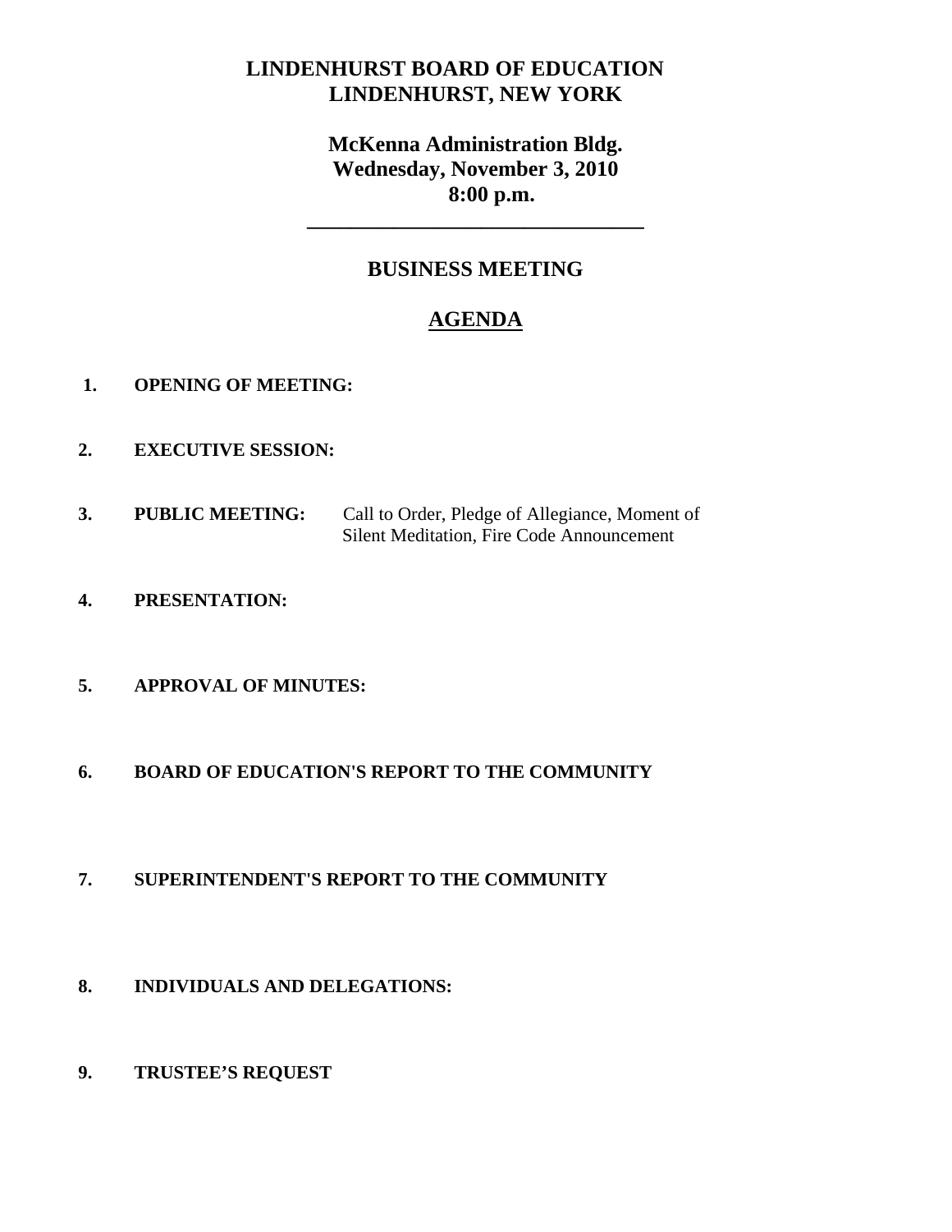# LINDENHURST BOARD OF EDUCATION
# LINDENHURST, NEW YORK

## McKenna Administration Bldg.
## Wednesday, November 3, 2010
## 8:00 p.m.

---

## BUSINESS MEETING

## AGENDA

1. **OPENING OF MEETING:**

2. **EXECUTIVE SESSION:**

3. **PUBLIC MEETING:** Call to Order, Pledge of Allegiance, Moment of Silent Meditation, Fire Code Announcement

4. **PRESENTATION:**

5. **APPROVAL OF MINUTES:**

6. **BOARD OF EDUCATION'S REPORT TO THE COMMUNITY**

7. **SUPERINTENDENT'S REPORT TO THE COMMUNITY**

8. **INDIVIDUALS AND DELEGATIONS:**

9. **TRUSTEE'S REQUEST**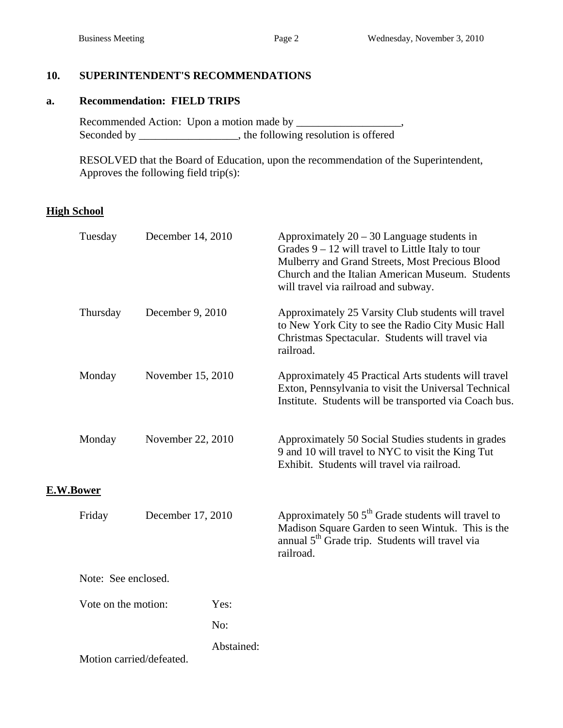## 10. SUPERINTENDENT'S RECOMMENDATIONS

### a. Recommendation: FIELD TRIPS

Recommended Action: Upon a motion made by ___________________,
Seconded by __________________, the following resolution is offered

RESOLVED that the Board of Education, upon the recommendation of the Superintendent, Approves the following field trip(s):

**High School**

| Day | Date | Description |
|---|---|---|
| Tuesday | December 14, 2010 | Approximately 20 – 30 Language students in Grades 9 – 12 will travel to Little Italy to tour Mulberry and Grand Streets, Most Precious Blood Church and the Italian American Museum. Students will travel via railroad and subway. |
| Thursday | December 9, 2010 | Approximately 25 Varsity Club students will travel to New York City to see the Radio City Music Hall Christmas Spectacular. Students will travel via railroad. |
| Monday | November 15, 2010 | Approximately 45 Practical Arts students will travel Exton, Pennsylvania to visit the Universal Technical Institute. Students will be transported via Coach bus. |
| Monday | November 22, 2010 | Approximately 50 Social Studies students in grades 9 and 10 will travel to NYC to visit the King Tut Exhibit. Students will travel via railroad. |

**E.W.Bower**

| Day | Date | Description |
|---|---|---|
| Friday | December 17, 2010 | Approximately 50 5th Grade students will travel to Madison Square Garden to seen Wintuk. This is the annual 5th Grade trip. Students will travel via railroad. |

Note: See enclosed.

Vote on the motion: Yes:

No:

Abstained:

Motion carried/defeated.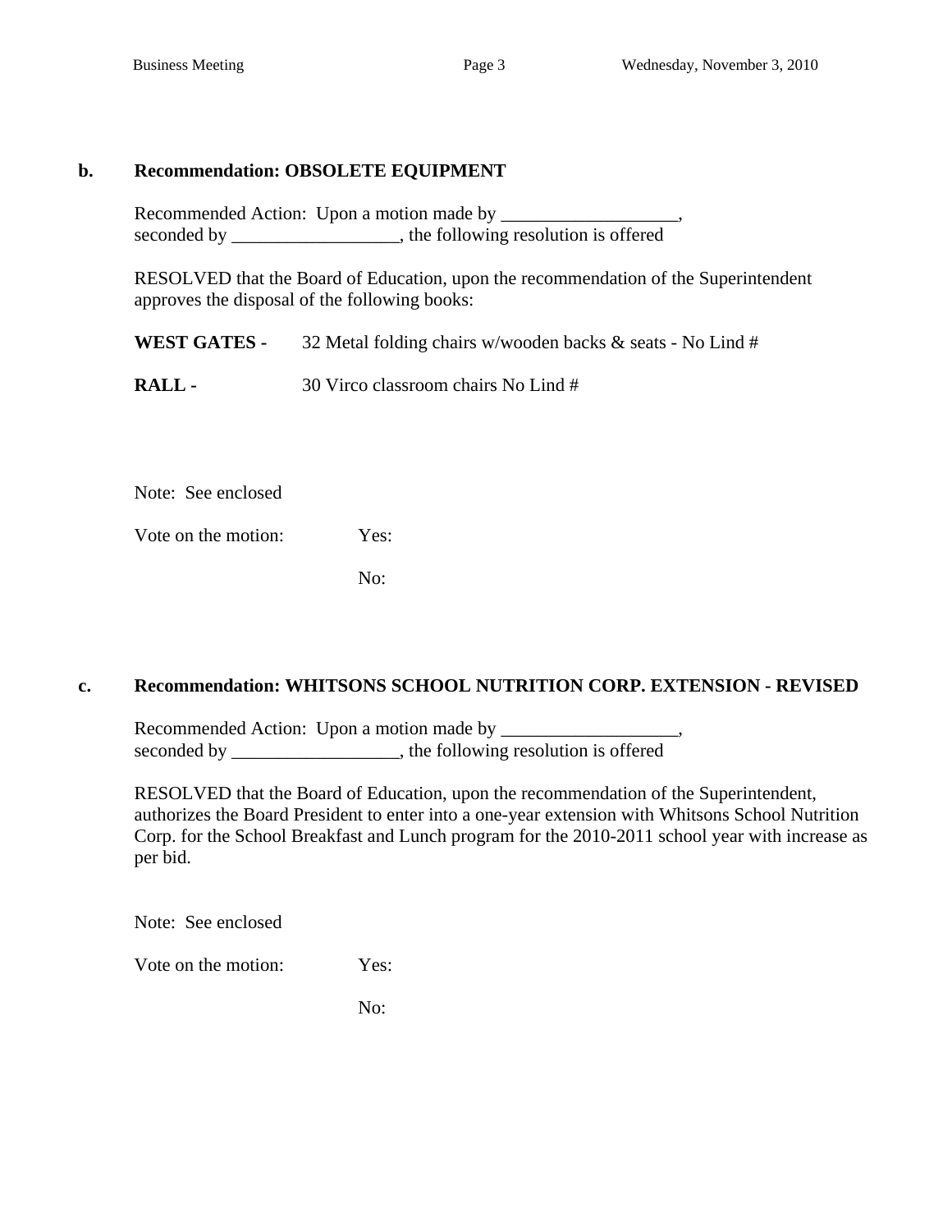**b. Recommendation: OBSOLETE EQUIPMENT**

Recommended Action: Upon a motion made by ___________________, seconded by __________________, the following resolution is offered

RESOLVED that the Board of Education, upon the recommendation of the Superintendent approves the disposal of the following books:

**WEST GATES -** 32 Metal folding chairs w/wooden backs & seats - No Lind #

**RALL -** 30 Virco classroom chairs No Lind #

Note: See enclosed

Vote on the motion: Yes:

No:

**c. Recommendation: WHITSONS SCHOOL NUTRITION CORP. EXTENSION - REVISED**

Recommended Action: Upon a motion made by ___________________, seconded by __________________, the following resolution is offered

RESOLVED that the Board of Education, upon the recommendation of the Superintendent, authorizes the Board President to enter into a one-year extension with Whitsons School Nutrition Corp. for the School Breakfast and Lunch program for the 2010-2011 school year with increase as per bid.

Note: See enclosed

Vote on the motion: Yes:

No: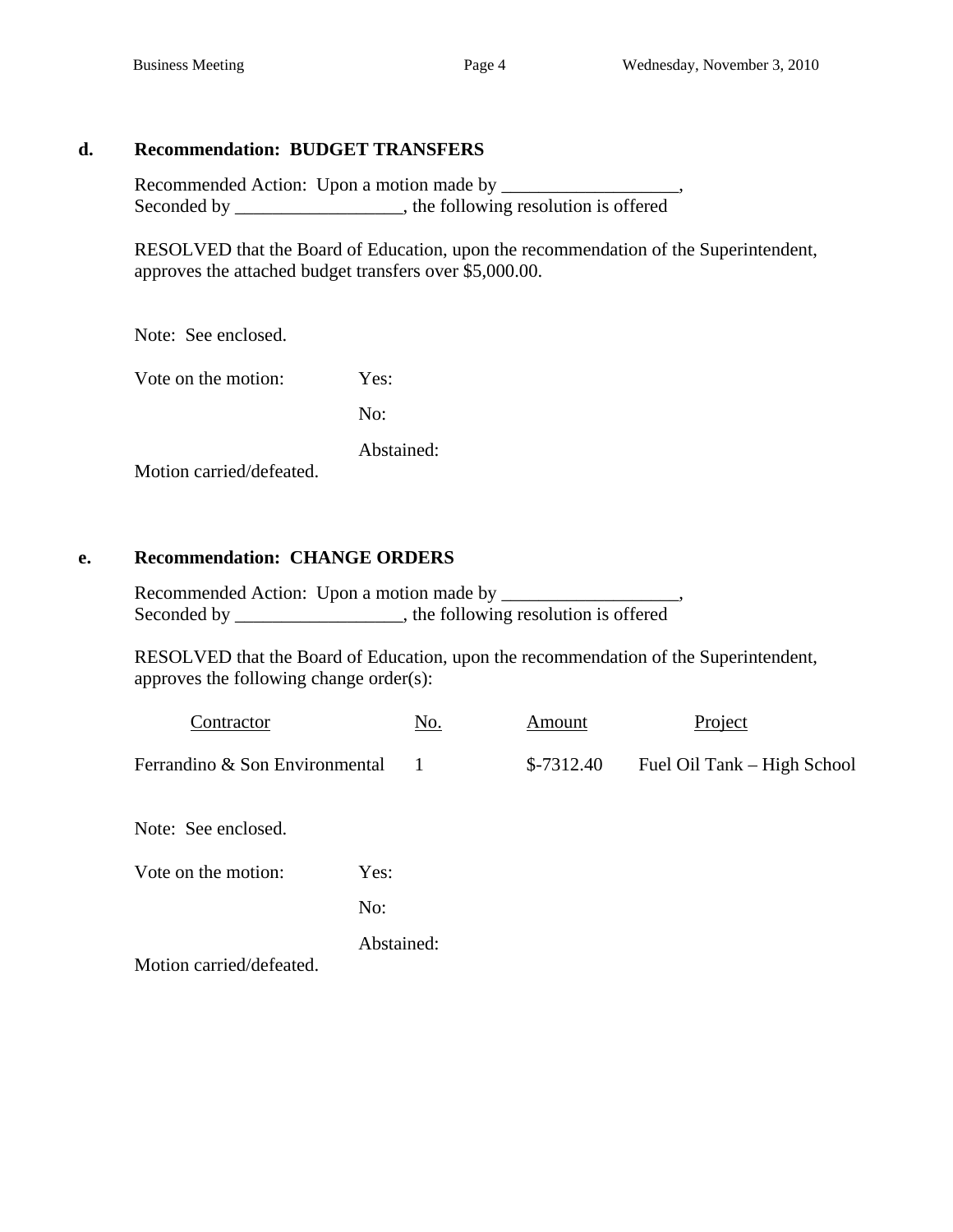**d. Recommendation: BUDGET TRANSFERS**

Recommended Action: Upon a motion made by ___________________,
Seconded by __________________, the following resolution is offered

RESOLVED that the Board of Education, upon the recommendation of the Superintendent, approves the attached budget transfers over $5,000.00.

Note: See enclosed.

Vote on the motion: Yes:

No:

Abstained:

Motion carried/defeated.

**e. Recommendation: CHANGE ORDERS**

Recommended Action: Upon a motion made by ___________________,
Seconded by __________________, the following resolution is offered

RESOLVED that the Board of Education, upon the recommendation of the Superintendent, approves the following change order(s):

| Contractor | No. | Amount | Project |
|---|---|---|---|
| Ferrandino & Son Environmental | 1 | $-7312.40 | Fuel Oil Tank – High School |

Note: See enclosed.

Vote on the motion: Yes:

No:

Abstained:

Motion carried/defeated.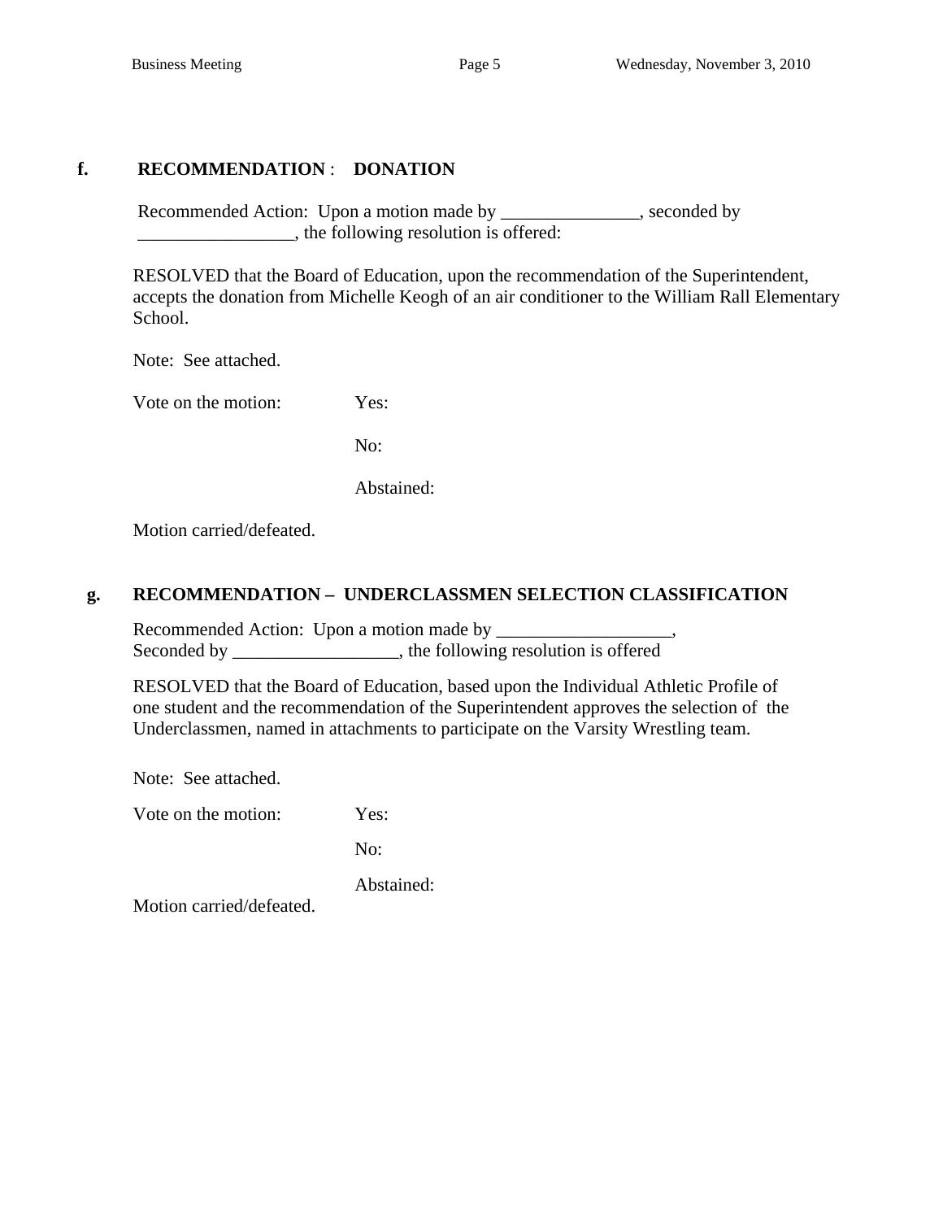**f.** **RECOMMENDATION** : **DONATION**

Recommended Action: Upon a motion made by _______________, seconded by _________________, the following resolution is offered:

RESOLVED that the Board of Education, upon the recommendation of the Superintendent, accepts the donation from Michelle Keogh of an air conditioner to the William Rall Elementary School.

Note: See attached.

Vote on the motion: Yes:

No:

Abstained:

Motion carried/defeated.

**g.** **RECOMMENDATION – UNDERCLASSMEN SELECTION CLASSIFICATION**

Recommended Action: Upon a motion made by ___________________, Seconded by __________________, the following resolution is offered

RESOLVED that the Board of Education, based upon the Individual Athletic Profile of one student and the recommendation of the Superintendent approves the selection of the Underclassmen, named in attachments to participate on the Varsity Wrestling team.

Note: See attached.

Vote on the motion: Yes:

No:

Abstained:

Motion carried/defeated.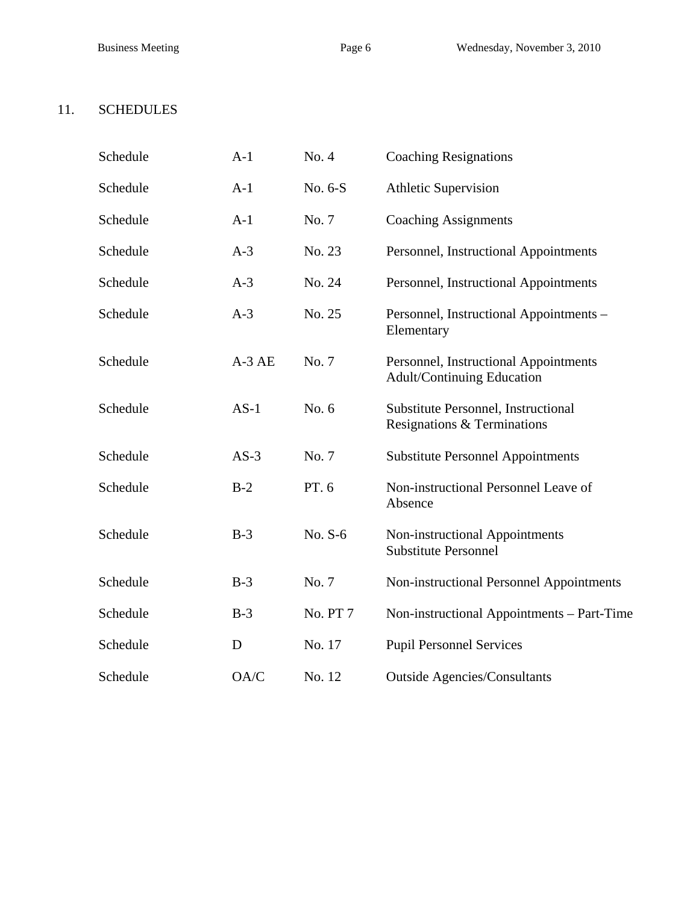## 11. SCHEDULES

| | | | |
|---|---|---|---|
| Schedule | A-1 | No. 4 | Coaching Resignations |
| Schedule | A-1 | No. 6-S | Athletic Supervision |
| Schedule | A-1 | No. 7 | Coaching Assignments |
| Schedule | A-3 | No. 23 | Personnel, Instructional Appointments |
| Schedule | A-3 | No. 24 | Personnel, Instructional Appointments |
| Schedule | A-3 | No. 25 | Personnel, Instructional Appointments – Elementary |
| Schedule | A-3 AE | No. 7 | Personnel, Instructional Appointments Adult/Continuing Education |
| Schedule | AS-1 | No. 6 | Substitute Personnel, Instructional Resignations & Terminations |
| Schedule | AS-3 | No. 7 | Substitute Personnel Appointments |
| Schedule | B-2 | PT. 6 | Non-instructional Personnel Leave of Absence |
| Schedule | B-3 | No. S-6 | Non-instructional Appointments Substitute Personnel |
| Schedule | B-3 | No. 7 | Non-instructional Personnel Appointments |
| Schedule | B-3 | No. PT 7 | Non-instructional Appointments – Part-Time |
| Schedule | D | No. 17 | Pupil Personnel Services |
| Schedule | OA/C | No. 12 | Outside Agencies/Consultants |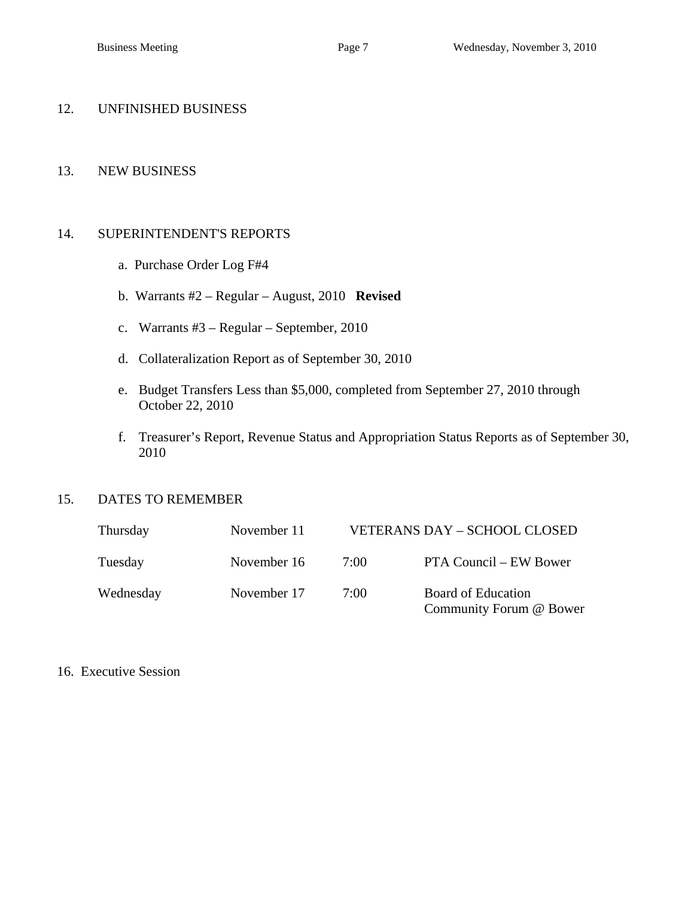12. UNFINISHED BUSINESS

13. NEW BUSINESS

14. SUPERINTENDENT'S REPORTS

   a. Purchase Order Log F#4

   b. Warrants #2 – Regular – August, 2010 **Revised**

   c. Warrants #3 – Regular – September, 2010

   d. Collateralization Report as of September 30, 2010

   e. Budget Transfers Less than $5,000, completed from September 27, 2010 through October 22, 2010

   f. Treasurer's Report, Revenue Status and Appropriation Status Reports as of September 30, 2010

15. DATES TO REMEMBER

| | | | |
|---|---|---|---|
| Thursday | November 11 | VETERANS DAY – SCHOOL CLOSED | |
| Tuesday | November 16 | 7:00 | PTA Council – EW Bower |
| Wednesday | November 17 | 7:00 | Board of Education Community Forum @ Bower |

16. Executive Session